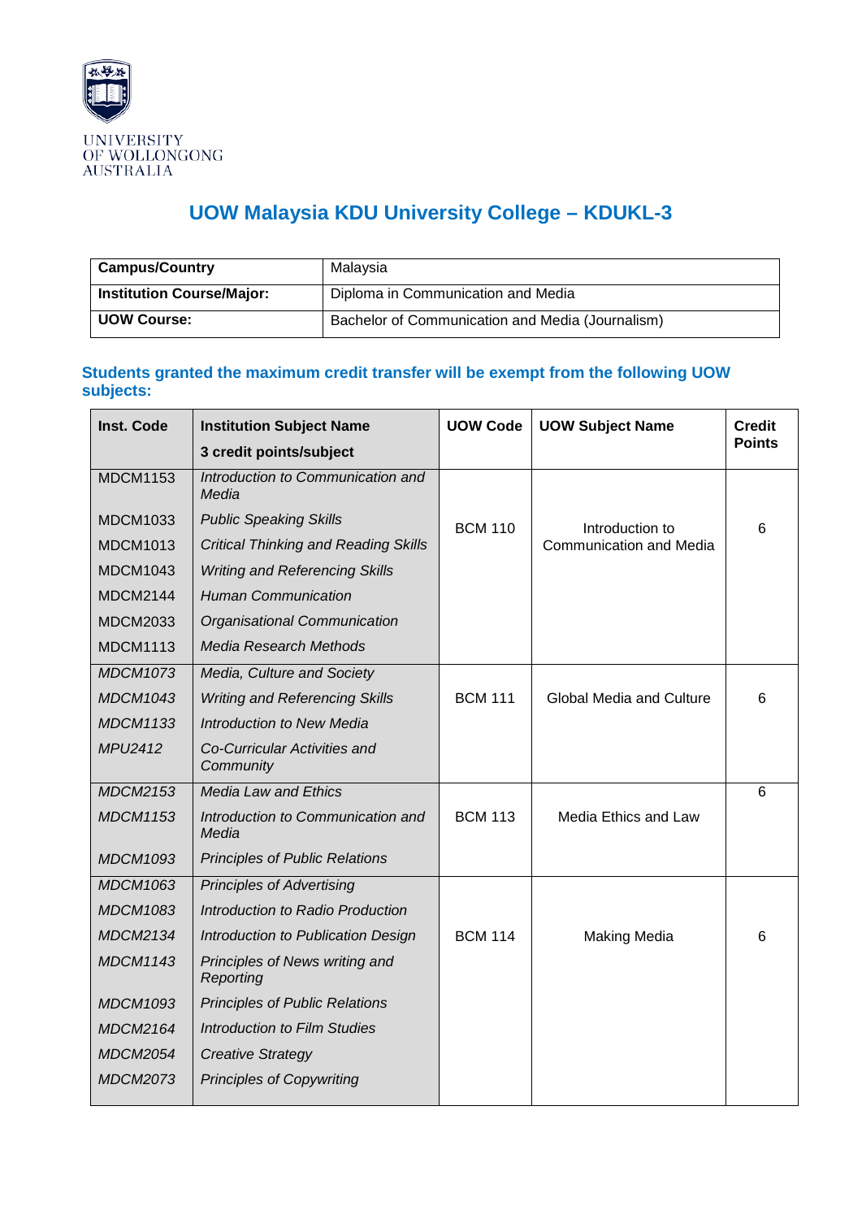UNIVERSITY OF WOLLONGONG AUSTRALIA

# UOW Malaysia KDU University College – KDUKL-3

| **Campus/Country** | Malaysia |
|---|---|
| **Institution Course/Major:** | Diploma in Communication and Media |
| **UOW Course:** | Bachelor of Communication and Media (Journalism) |

### Students granted the maximum credit transfer will be exempt from the following UOW subjects:

| **Inst. Code** | **Institution Subject Name**<br>**3 credit points/subject** | **UOW Code** | **UOW Subject Name** | **Credit Points** |
|---|---|---|---|---|
| MDCM1153 | *Introduction to Communication and Media* | BCM 110 | Introduction to Communication and Media | 6 |
| MDCM1033 | *Public Speaking Skills* | | | |
| MDCM1013 | *Critical Thinking and Reading Skills* | | | |
| MDCM1043 | *Writing and Referencing Skills* | | | |
| MDCM2144 | *Human Communication* | | | |
| MDCM2033 | *Organisational Communication* | | | |
| MDCM1113 | *Media Research Methods* | | | |
| *MDCM1073* | *Media, Culture and Society* | BCM 111 | Global Media and Culture | 6 |
| *MDCM1043* | *Writing and Referencing Skills* | | | |
| *MDCM1133* | *Introduction to New Media* | | | |
| *MPU2412* | *Co-Curricular Activities and Community* | | | |
| *MDCM2153* | *Media Law and Ethics* | BCM 113 | Media Ethics and Law | 6 |
| *MDCM1153* | *Introduction to Communication and Media* | | | |
| *MDCM1093* | *Principles of Public Relations* | | | |
| *MDCM1063* | *Principles of Advertising* | BCM 114 | Making Media | 6 |
| *MDCM1083* | *Introduction to Radio Production* | | | |
| *MDCM2134* | *Introduction to Publication Design* | | | |
| *MDCM1143* | *Principles of News writing and Reporting* | | | |
| *MDCM1093* | *Principles of Public Relations* | | | |
| *MDCM2164* | *Introduction to Film Studies* | | | |
| *MDCM2054* | *Creative Strategy* | | | |
| *MDCM2073* | *Principles of Copywriting* | | | |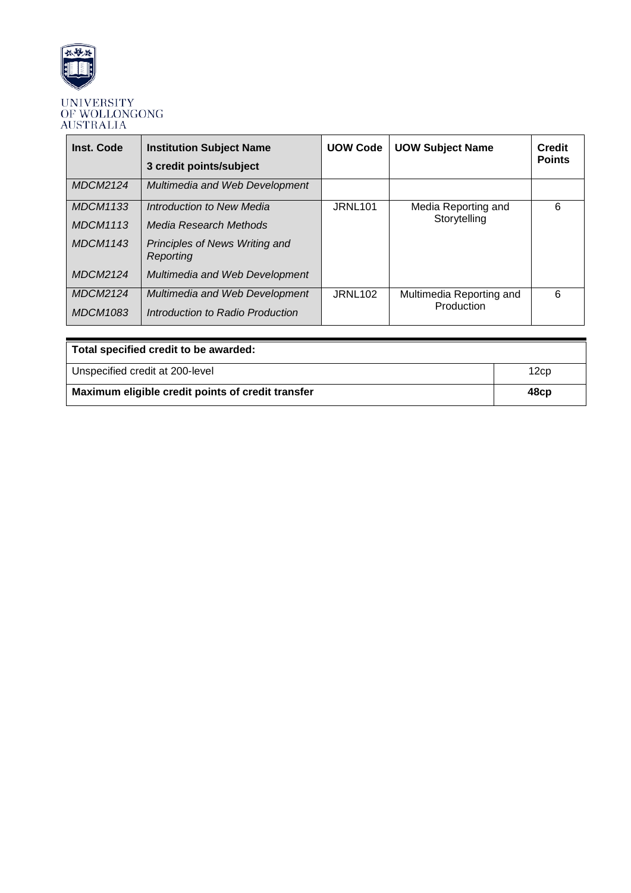UNIVERSITY OF WOLLONGONG AUSTRALIA

| Inst. Code | Institution Subject Name<br>3 credit points/subject | UOW Code | UOW Subject Name | Credit Points |
|---|---|---|---|---|
| *MDCM2124* | *Multimedia and Web Development* | | | |
| *MDCM1133*<br>*MDCM1113*<br>*MDCM1143*<br>*MDCM2124* | *Introduction to New Media*<br>*Media Research Methods*<br>*Principles of News Writing and Reporting*<br>*Multimedia and Web Development* | JRNL101 | Media Reporting and Storytelling | 6 |
| *MDCM2124*<br>*MDCM1083* | *Multimedia and Web Development*<br>*Introduction to Radio Production* | JRNL102 | Multimedia Reporting and Production | 6 |

| **Total specified credit to be awarded:** | |
|---|---|
| Unspecified credit at 200-level | 12cp |
| **Maximum eligible credit points of credit transfer** | **48cp** |